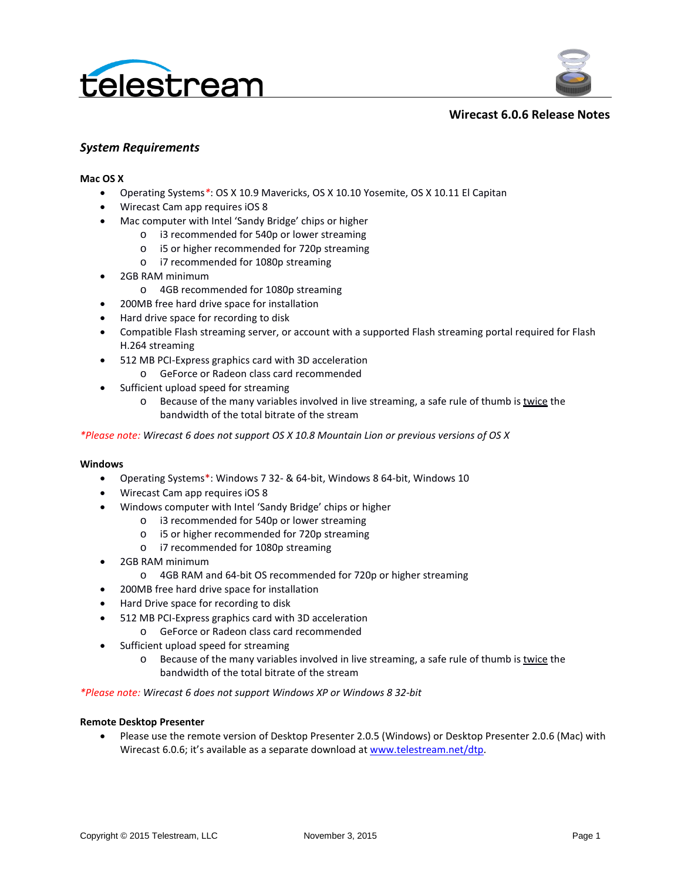# Wirecast 6.0.6 Release Notes

## *System Requirements*

**Mac OS X**

- Operating Systems*: OS X 10.9 Mavericks, OS X 10.10 Yosemite, OS X 10.11 El Capitan
- Wirecast Cam app requires iOS 8
- Mac computer with Intel 'Sandy Bridge' chips or higher
  - i3 recommended for 540p or lower streaming
  - i5 or higher recommended for 720p streaming
  - i7 recommended for 1080p streaming
- 2GB RAM minimum
  - 4GB recommended for 1080p streaming
- 200MB free hard drive space for installation
- Hard drive space for recording to disk
- Compatible Flash streaming server, or account with a supported Flash streaming portal required for Flash H.264 streaming
- 512 MB PCI-Express graphics card with 3D acceleration
  - GeForce or Radeon class card recommended
- Sufficient upload speed for streaming
  - Because of the many variables involved in live streaming, a safe rule of thumb is twice the bandwidth of the total bitrate of the stream

**Please note: Wirecast 6 does not support OS X 10.8 Mountain Lion or previous versions of OS X*

**Windows**

- Operating Systems*: Windows 7 32- & 64-bit, Windows 8 64-bit, Windows 10
- Wirecast Cam app requires iOS 8
- Windows computer with Intel 'Sandy Bridge' chips or higher
  - i3 recommended for 540p or lower streaming
  - i5 or higher recommended for 720p streaming
  - i7 recommended for 1080p streaming
- 2GB RAM minimum
  - 4GB RAM and 64-bit OS recommended for 720p or higher streaming
- 200MB free hard drive space for installation
- Hard Drive space for recording to disk
- 512 MB PCI-Express graphics card with 3D acceleration
  - GeForce or Radeon class card recommended
- Sufficient upload speed for streaming
  - Because of the many variables involved in live streaming, a safe rule of thumb is twice the bandwidth of the total bitrate of the stream

**Please note: Wirecast 6 does not support Windows XP or Windows 8 32-bit*

**Remote Desktop Presenter**

- Please use the remote version of Desktop Presenter 2.0.5 (Windows) or Desktop Presenter 2.0.6 (Mac) with Wirecast 6.0.6; it's available as a separate download at [www.telestream.net/dtp](http://www.telestream.net/dtp).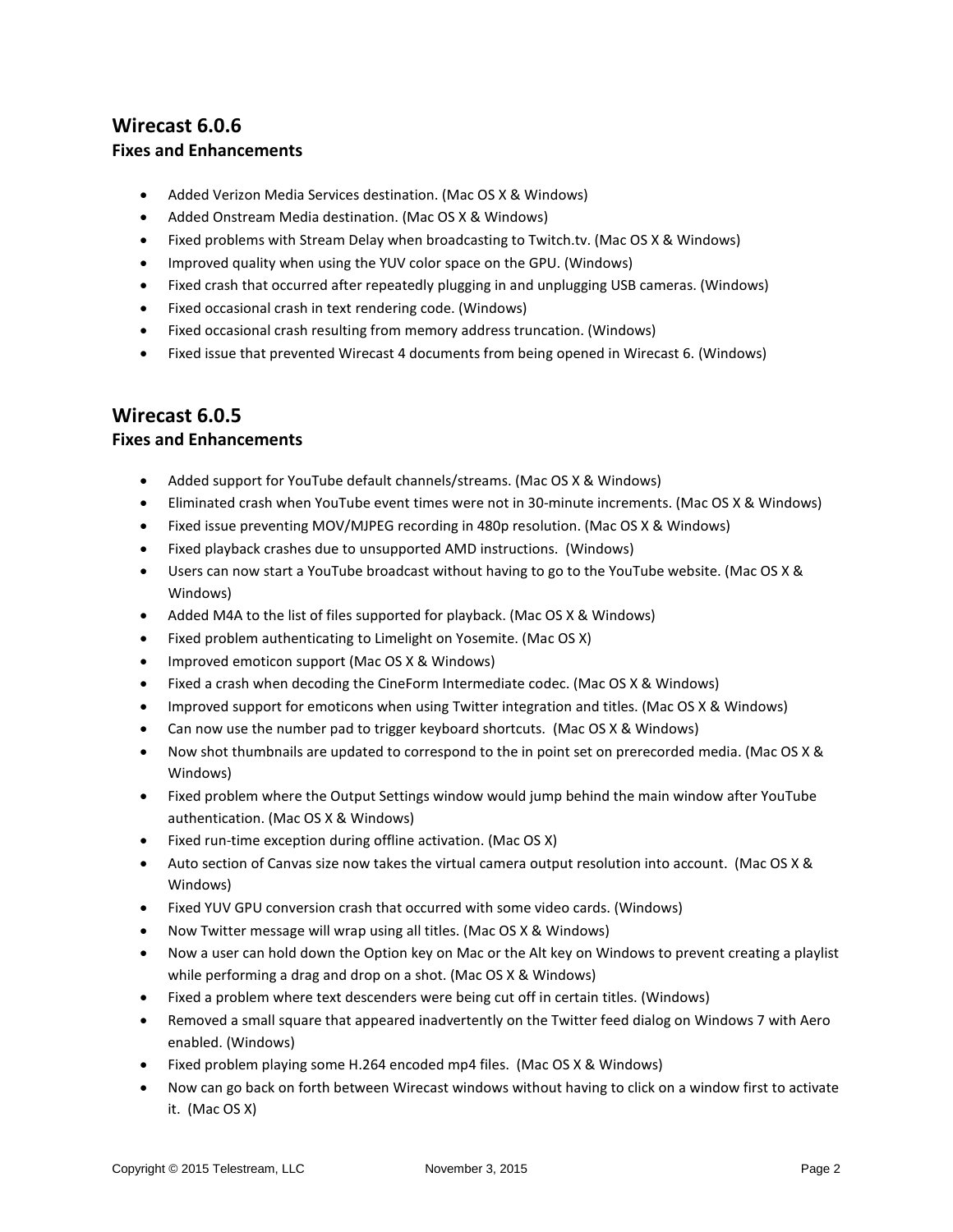## Wirecast 6.0.6

### Fixes and Enhancements

- Added Verizon Media Services destination. (Mac OS X & Windows)
- Added Onstream Media destination. (Mac OS X & Windows)
- Fixed problems with Stream Delay when broadcasting to Twitch.tv. (Mac OS X & Windows)
- Improved quality when using the YUV color space on the GPU. (Windows)
- Fixed crash that occurred after repeatedly plugging in and unplugging USB cameras. (Windows)
- Fixed occasional crash in text rendering code. (Windows)
- Fixed occasional crash resulting from memory address truncation. (Windows)
- Fixed issue that prevented Wirecast 4 documents from being opened in Wirecast 6. (Windows)

## Wirecast 6.0.5

### Fixes and Enhancements

- Added support for YouTube default channels/streams. (Mac OS X & Windows)
- Eliminated crash when YouTube event times were not in 30-minute increments. (Mac OS X & Windows)
- Fixed issue preventing MOV/MJPEG recording in 480p resolution. (Mac OS X & Windows)
- Fixed playback crashes due to unsupported AMD instructions. (Windows)
- Users can now start a YouTube broadcast without having to go to the YouTube website. (Mac OS X & Windows)
- Added M4A to the list of files supported for playback. (Mac OS X & Windows)
- Fixed problem authenticating to Limelight on Yosemite. (Mac OS X)
- Improved emoticon support (Mac OS X & Windows)
- Fixed a crash when decoding the CineForm Intermediate codec. (Mac OS X & Windows)
- Improved support for emoticons when using Twitter integration and titles. (Mac OS X & Windows)
- Can now use the number pad to trigger keyboard shortcuts. (Mac OS X & Windows)
- Now shot thumbnails are updated to correspond to the in point set on prerecorded media. (Mac OS X & Windows)
- Fixed problem where the Output Settings window would jump behind the main window after YouTube authentication. (Mac OS X & Windows)
- Fixed run-time exception during offline activation. (Mac OS X)
- Auto section of Canvas size now takes the virtual camera output resolution into account. (Mac OS X & Windows)
- Fixed YUV GPU conversion crash that occurred with some video cards. (Windows)
- Now Twitter message will wrap using all titles. (Mac OS X & Windows)
- Now a user can hold down the Option key on Mac or the Alt key on Windows to prevent creating a playlist while performing a drag and drop on a shot. (Mac OS X & Windows)
- Fixed a problem where text descenders were being cut off in certain titles. (Windows)
- Removed a small square that appeared inadvertently on the Twitter feed dialog on Windows 7 with Aero enabled. (Windows)
- Fixed problem playing some H.264 encoded mp4 files. (Mac OS X & Windows)
- Now can go back on forth between Wirecast windows without having to click on a window first to activate it. (Mac OS X)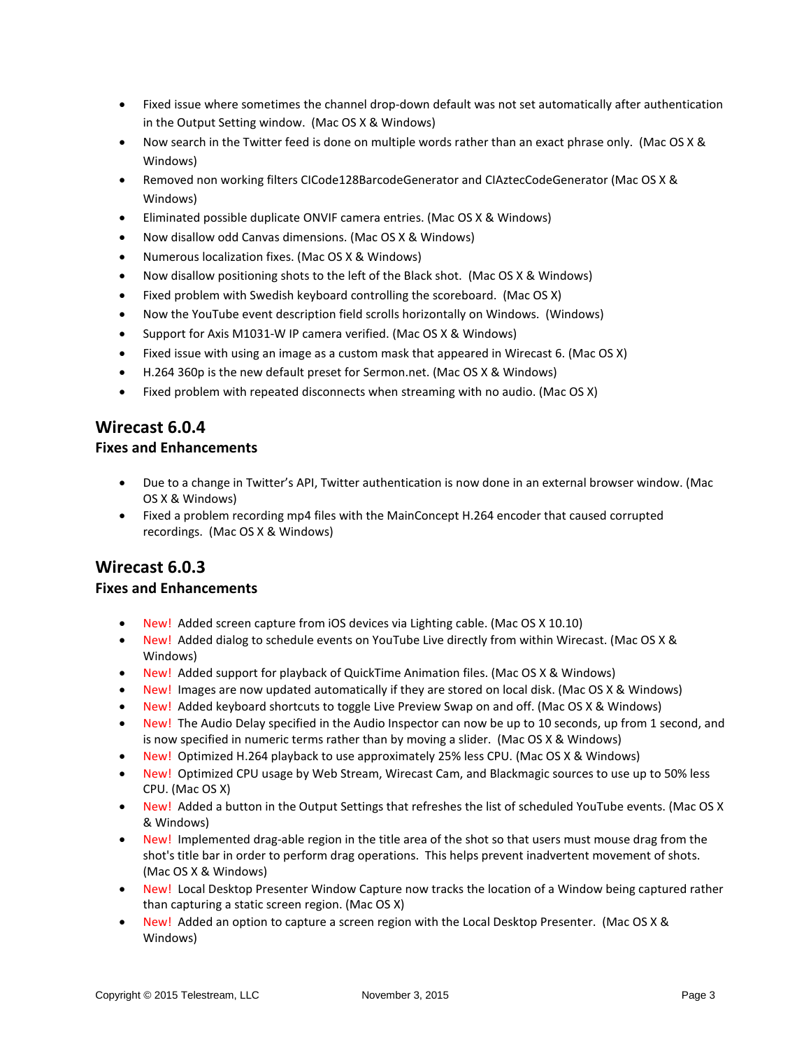- Fixed issue where sometimes the channel drop-down default was not set automatically after authentication in the Output Setting window. (Mac OS X & Windows)
- Now search in the Twitter feed is done on multiple words rather than an exact phrase only. (Mac OS X & Windows)
- Removed non working filters CICode128BarcodeGenerator and CIAztecCodeGenerator (Mac OS X & Windows)
- Eliminated possible duplicate ONVIF camera entries. (Mac OS X & Windows)
- Now disallow odd Canvas dimensions. (Mac OS X & Windows)
- Numerous localization fixes. (Mac OS X & Windows)
- Now disallow positioning shots to the left of the Black shot. (Mac OS X & Windows)
- Fixed problem with Swedish keyboard controlling the scoreboard. (Mac OS X)
- Now the YouTube event description field scrolls horizontally on Windows. (Windows)
- Support for Axis M1031-W IP camera verified. (Mac OS X & Windows)
- Fixed issue with using an image as a custom mask that appeared in Wirecast 6. (Mac OS X)
- H.264 360p is the new default preset for Sermon.net. (Mac OS X & Windows)
- Fixed problem with repeated disconnects when streaming with no audio. (Mac OS X)

## Wirecast 6.0.4

### Fixes and Enhancements

- Due to a change in Twitter's API, Twitter authentication is now done in an external browser window. (Mac OS X & Windows)
- Fixed a problem recording mp4 files with the MainConcept H.264 encoder that caused corrupted recordings. (Mac OS X & Windows)

## Wirecast 6.0.3

### Fixes and Enhancements

- New! Added screen capture from iOS devices via Lighting cable. (Mac OS X 10.10)
- New! Added dialog to schedule events on YouTube Live directly from within Wirecast. (Mac OS X & Windows)
- New! Added support for playback of QuickTime Animation files. (Mac OS X & Windows)
- New! Images are now updated automatically if they are stored on local disk. (Mac OS X & Windows)
- New! Added keyboard shortcuts to toggle Live Preview Swap on and off. (Mac OS X & Windows)
- New! The Audio Delay specified in the Audio Inspector can now be up to 10 seconds, up from 1 second, and is now specified in numeric terms rather than by moving a slider. (Mac OS X & Windows)
- New! Optimized H.264 playback to use approximately 25% less CPU. (Mac OS X & Windows)
- New! Optimized CPU usage by Web Stream, Wirecast Cam, and Blackmagic sources to use up to 50% less CPU. (Mac OS X)
- New! Added a button in the Output Settings that refreshes the list of scheduled YouTube events. (Mac OS X & Windows)
- New! Implemented drag-able region in the title area of the shot so that users must mouse drag from the shot's title bar in order to perform drag operations. This helps prevent inadvertent movement of shots. (Mac OS X & Windows)
- New! Local Desktop Presenter Window Capture now tracks the location of a Window being captured rather than capturing a static screen region. (Mac OS X)
- New! Added an option to capture a screen region with the Local Desktop Presenter. (Mac OS X & Windows)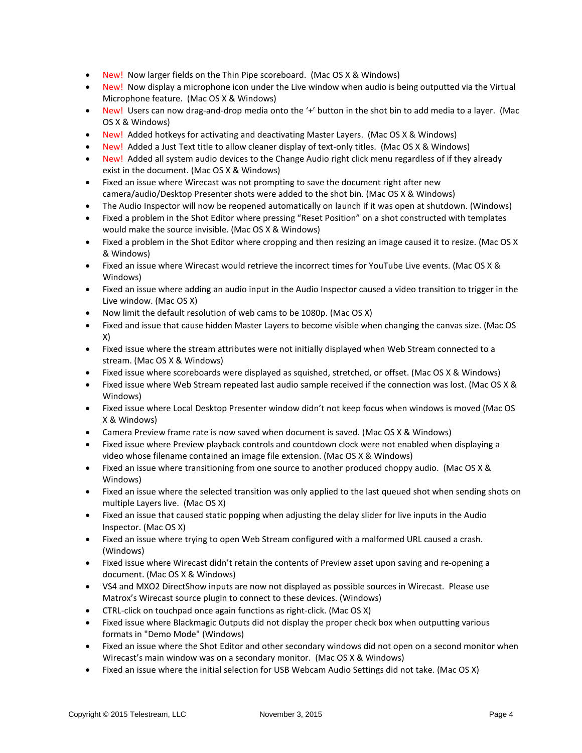- New! Now larger fields on the Thin Pipe scoreboard. (Mac OS X & Windows)
- New! Now display a microphone icon under the Live window when audio is being outputted via the Virtual Microphone feature. (Mac OS X & Windows)
- New! Users can now drag-and-drop media onto the '+' button in the shot bin to add media to a layer. (Mac OS X & Windows)
- New! Added hotkeys for activating and deactivating Master Layers. (Mac OS X & Windows)
- New! Added a Just Text title to allow cleaner display of text-only titles. (Mac OS X & Windows)
- New! Added all system audio devices to the Change Audio right click menu regardless of if they already exist in the document. (Mac OS X & Windows)
- Fixed an issue where Wirecast was not prompting to save the document right after new camera/audio/Desktop Presenter shots were added to the shot bin. (Mac OS X & Windows)
- The Audio Inspector will now be reopened automatically on launch if it was open at shutdown. (Windows)
- Fixed a problem in the Shot Editor where pressing "Reset Position" on a shot constructed with templates would make the source invisible. (Mac OS X & Windows)
- Fixed a problem in the Shot Editor where cropping and then resizing an image caused it to resize. (Mac OS X & Windows)
- Fixed an issue where Wirecast would retrieve the incorrect times for YouTube Live events. (Mac OS X & Windows)
- Fixed an issue where adding an audio input in the Audio Inspector caused a video transition to trigger in the Live window. (Mac OS X)
- Now limit the default resolution of web cams to be 1080p. (Mac OS X)
- Fixed and issue that cause hidden Master Layers to become visible when changing the canvas size. (Mac OS X)
- Fixed issue where the stream attributes were not initially displayed when Web Stream connected to a stream. (Mac OS X & Windows)
- Fixed issue where scoreboards were displayed as squished, stretched, or offset. (Mac OS X & Windows)
- Fixed issue where Web Stream repeated last audio sample received if the connection was lost. (Mac OS X & Windows)
- Fixed issue where Local Desktop Presenter window didn't not keep focus when windows is moved (Mac OS X & Windows)
- Camera Preview frame rate is now saved when document is saved. (Mac OS X & Windows)
- Fixed issue where Preview playback controls and countdown clock were not enabled when displaying a video whose filename contained an image file extension. (Mac OS X & Windows)
- Fixed an issue where transitioning from one source to another produced choppy audio. (Mac OS X & Windows)
- Fixed an issue where the selected transition was only applied to the last queued shot when sending shots on multiple Layers live. (Mac OS X)
- Fixed an issue that caused static popping when adjusting the delay slider for live inputs in the Audio Inspector. (Mac OS X)
- Fixed an issue where trying to open Web Stream configured with a malformed URL caused a crash. (Windows)
- Fixed issue where Wirecast didn't retain the contents of Preview asset upon saving and re-opening a document. (Mac OS X & Windows)
- VS4 and MXO2 DirectShow inputs are now not displayed as possible sources in Wirecast. Please use Matrox's Wirecast source plugin to connect to these devices. (Windows)
- CTRL-click on touchpad once again functions as right-click. (Mac OS X)
- Fixed issue where Blackmagic Outputs did not display the proper check box when outputting various formats in "Demo Mode" (Windows)
- Fixed an issue where the Shot Editor and other secondary windows did not open on a second monitor when Wirecast's main window was on a secondary monitor. (Mac OS X & Windows)
- Fixed an issue where the initial selection for USB Webcam Audio Settings did not take. (Mac OS X)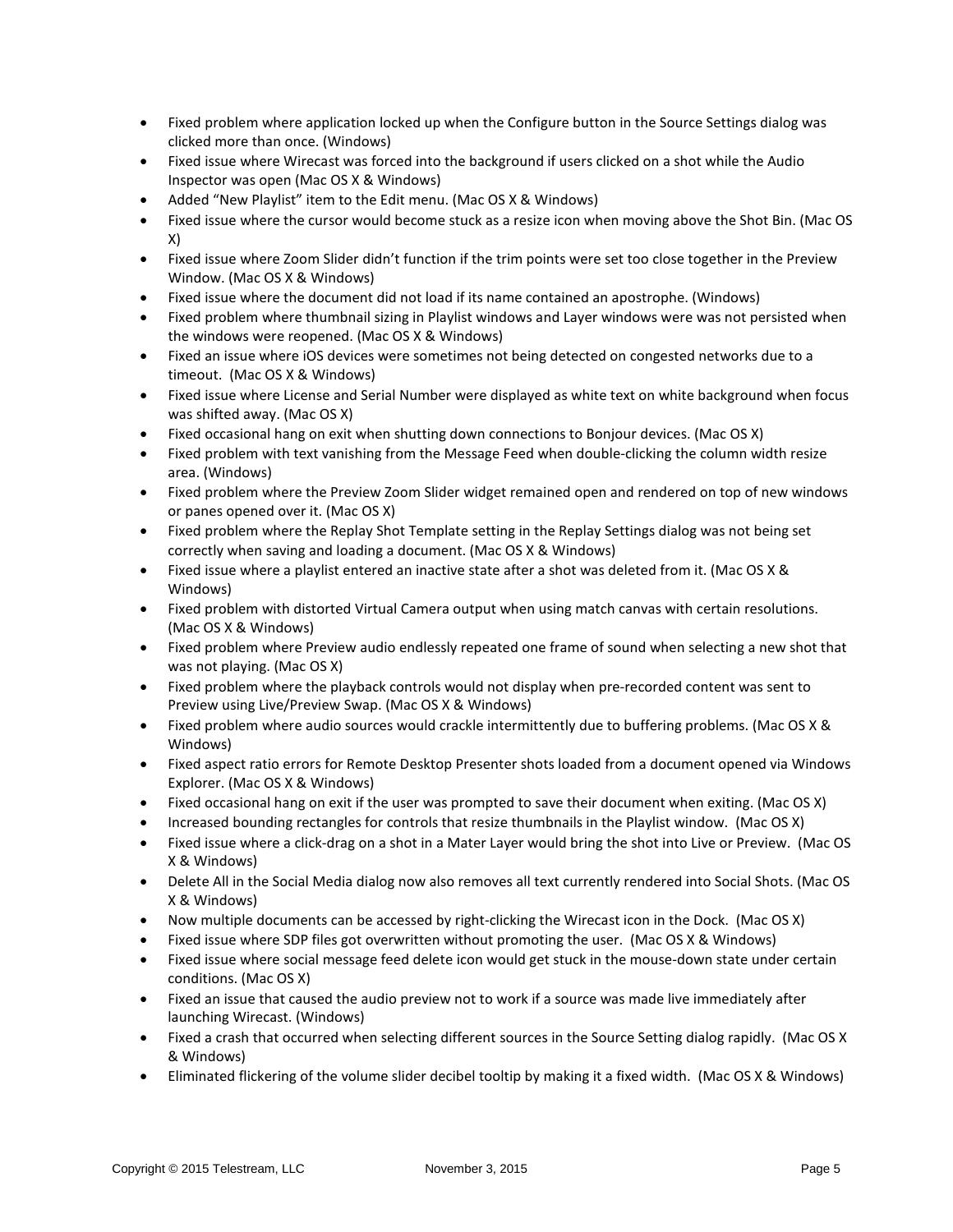- Fixed problem where application locked up when the Configure button in the Source Settings dialog was clicked more than once. (Windows)
- Fixed issue where Wirecast was forced into the background if users clicked on a shot while the Audio Inspector was open (Mac OS X & Windows)
- Added "New Playlist" item to the Edit menu. (Mac OS X & Windows)
- Fixed issue where the cursor would become stuck as a resize icon when moving above the Shot Bin. (Mac OS X)
- Fixed issue where Zoom Slider didn't function if the trim points were set too close together in the Preview Window. (Mac OS X & Windows)
- Fixed issue where the document did not load if its name contained an apostrophe. (Windows)
- Fixed problem where thumbnail sizing in Playlist windows and Layer windows were was not persisted when the windows were reopened. (Mac OS X & Windows)
- Fixed an issue where iOS devices were sometimes not being detected on congested networks due to a timeout. (Mac OS X & Windows)
- Fixed issue where License and Serial Number were displayed as white text on white background when focus was shifted away. (Mac OS X)
- Fixed occasional hang on exit when shutting down connections to Bonjour devices. (Mac OS X)
- Fixed problem with text vanishing from the Message Feed when double-clicking the column width resize area. (Windows)
- Fixed problem where the Preview Zoom Slider widget remained open and rendered on top of new windows or panes opened over it. (Mac OS X)
- Fixed problem where the Replay Shot Template setting in the Replay Settings dialog was not being set correctly when saving and loading a document. (Mac OS X & Windows)
- Fixed issue where a playlist entered an inactive state after a shot was deleted from it. (Mac OS X & Windows)
- Fixed problem with distorted Virtual Camera output when using match canvas with certain resolutions. (Mac OS X & Windows)
- Fixed problem where Preview audio endlessly repeated one frame of sound when selecting a new shot that was not playing. (Mac OS X)
- Fixed problem where the playback controls would not display when pre-recorded content was sent to Preview using Live/Preview Swap. (Mac OS X & Windows)
- Fixed problem where audio sources would crackle intermittently due to buffering problems. (Mac OS X & Windows)
- Fixed aspect ratio errors for Remote Desktop Presenter shots loaded from a document opened via Windows Explorer. (Mac OS X & Windows)
- Fixed occasional hang on exit if the user was prompted to save their document when exiting. (Mac OS X)
- Increased bounding rectangles for controls that resize thumbnails in the Playlist window. (Mac OS X)
- Fixed issue where a click-drag on a shot in a Mater Layer would bring the shot into Live or Preview. (Mac OS X & Windows)
- Delete All in the Social Media dialog now also removes all text currently rendered into Social Shots. (Mac OS X & Windows)
- Now multiple documents can be accessed by right-clicking the Wirecast icon in the Dock. (Mac OS X)
- Fixed issue where SDP files got overwritten without promoting the user. (Mac OS X & Windows)
- Fixed issue where social message feed delete icon would get stuck in the mouse-down state under certain conditions. (Mac OS X)
- Fixed an issue that caused the audio preview not to work if a source was made live immediately after launching Wirecast. (Windows)
- Fixed a crash that occurred when selecting different sources in the Source Setting dialog rapidly. (Mac OS X & Windows)
- Eliminated flickering of the volume slider decibel tooltip by making it a fixed width. (Mac OS X & Windows)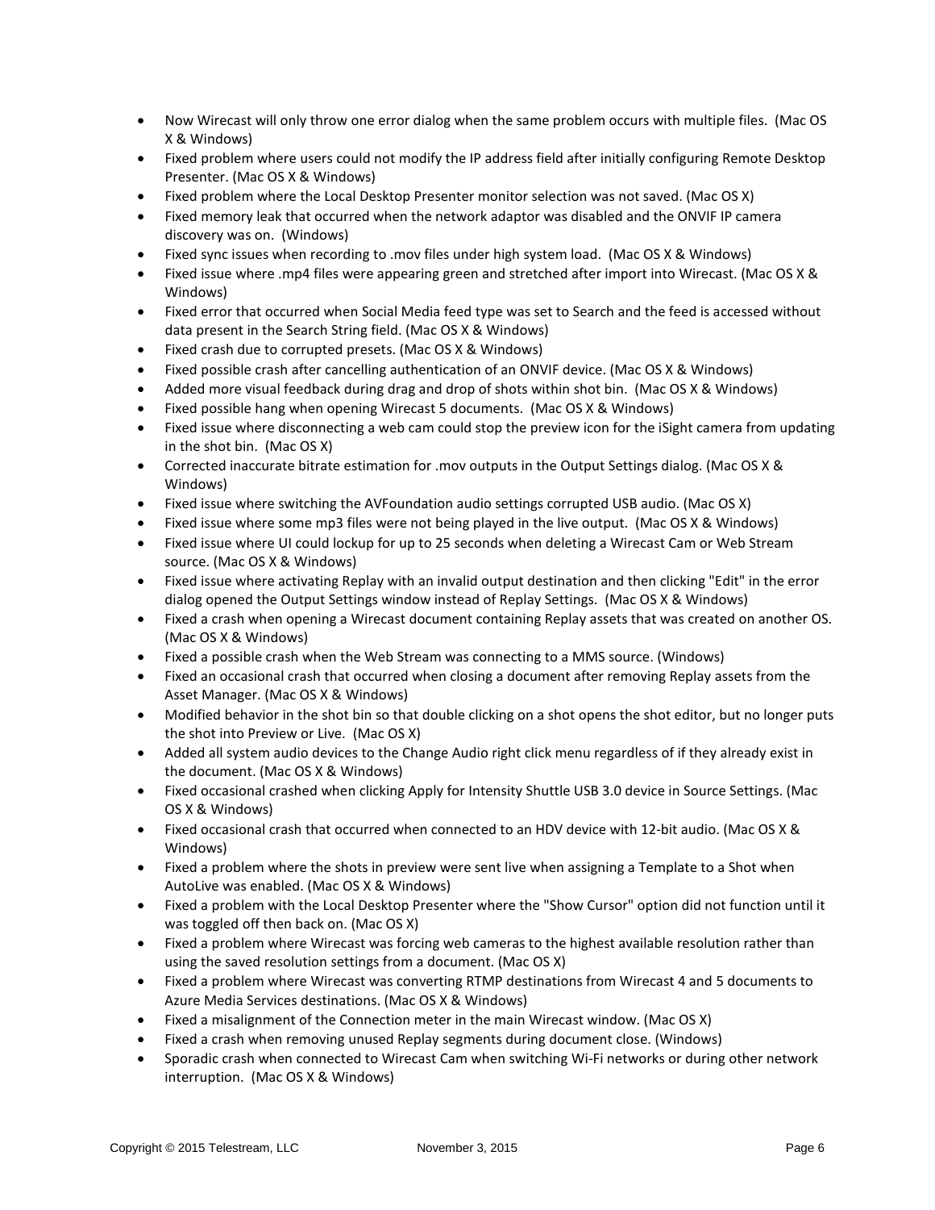- Now Wirecast will only throw one error dialog when the same problem occurs with multiple files. (Mac OS X & Windows)
- Fixed problem where users could not modify the IP address field after initially configuring Remote Desktop Presenter. (Mac OS X & Windows)
- Fixed problem where the Local Desktop Presenter monitor selection was not saved. (Mac OS X)
- Fixed memory leak that occurred when the network adaptor was disabled and the ONVIF IP camera discovery was on. (Windows)
- Fixed sync issues when recording to .mov files under high system load. (Mac OS X & Windows)
- Fixed issue where .mp4 files were appearing green and stretched after import into Wirecast. (Mac OS X & Windows)
- Fixed error that occurred when Social Media feed type was set to Search and the feed is accessed without data present in the Search String field. (Mac OS X & Windows)
- Fixed crash due to corrupted presets. (Mac OS X & Windows)
- Fixed possible crash after cancelling authentication of an ONVIF device. (Mac OS X & Windows)
- Added more visual feedback during drag and drop of shots within shot bin. (Mac OS X & Windows)
- Fixed possible hang when opening Wirecast 5 documents. (Mac OS X & Windows)
- Fixed issue where disconnecting a web cam could stop the preview icon for the iSight camera from updating in the shot bin. (Mac OS X)
- Corrected inaccurate bitrate estimation for .mov outputs in the Output Settings dialog. (Mac OS X & Windows)
- Fixed issue where switching the AVFoundation audio settings corrupted USB audio. (Mac OS X)
- Fixed issue where some mp3 files were not being played in the live output. (Mac OS X & Windows)
- Fixed issue where UI could lockup for up to 25 seconds when deleting a Wirecast Cam or Web Stream source. (Mac OS X & Windows)
- Fixed issue where activating Replay with an invalid output destination and then clicking "Edit" in the error dialog opened the Output Settings window instead of Replay Settings. (Mac OS X & Windows)
- Fixed a crash when opening a Wirecast document containing Replay assets that was created on another OS. (Mac OS X & Windows)
- Fixed a possible crash when the Web Stream was connecting to a MMS source. (Windows)
- Fixed an occasional crash that occurred when closing a document after removing Replay assets from the Asset Manager. (Mac OS X & Windows)
- Modified behavior in the shot bin so that double clicking on a shot opens the shot editor, but no longer puts the shot into Preview or Live. (Mac OS X)
- Added all system audio devices to the Change Audio right click menu regardless of if they already exist in the document. (Mac OS X & Windows)
- Fixed occasional crashed when clicking Apply for Intensity Shuttle USB 3.0 device in Source Settings. (Mac OS X & Windows)
- Fixed occasional crash that occurred when connected to an HDV device with 12-bit audio. (Mac OS X & Windows)
- Fixed a problem where the shots in preview were sent live when assigning a Template to a Shot when AutoLive was enabled. (Mac OS X & Windows)
- Fixed a problem with the Local Desktop Presenter where the "Show Cursor" option did not function until it was toggled off then back on. (Mac OS X)
- Fixed a problem where Wirecast was forcing web cameras to the highest available resolution rather than using the saved resolution settings from a document. (Mac OS X)
- Fixed a problem where Wirecast was converting RTMP destinations from Wirecast 4 and 5 documents to Azure Media Services destinations. (Mac OS X & Windows)
- Fixed a misalignment of the Connection meter in the main Wirecast window. (Mac OS X)
- Fixed a crash when removing unused Replay segments during document close. (Windows)
- Sporadic crash when connected to Wirecast Cam when switching Wi-Fi networks or during other network interruption. (Mac OS X & Windows)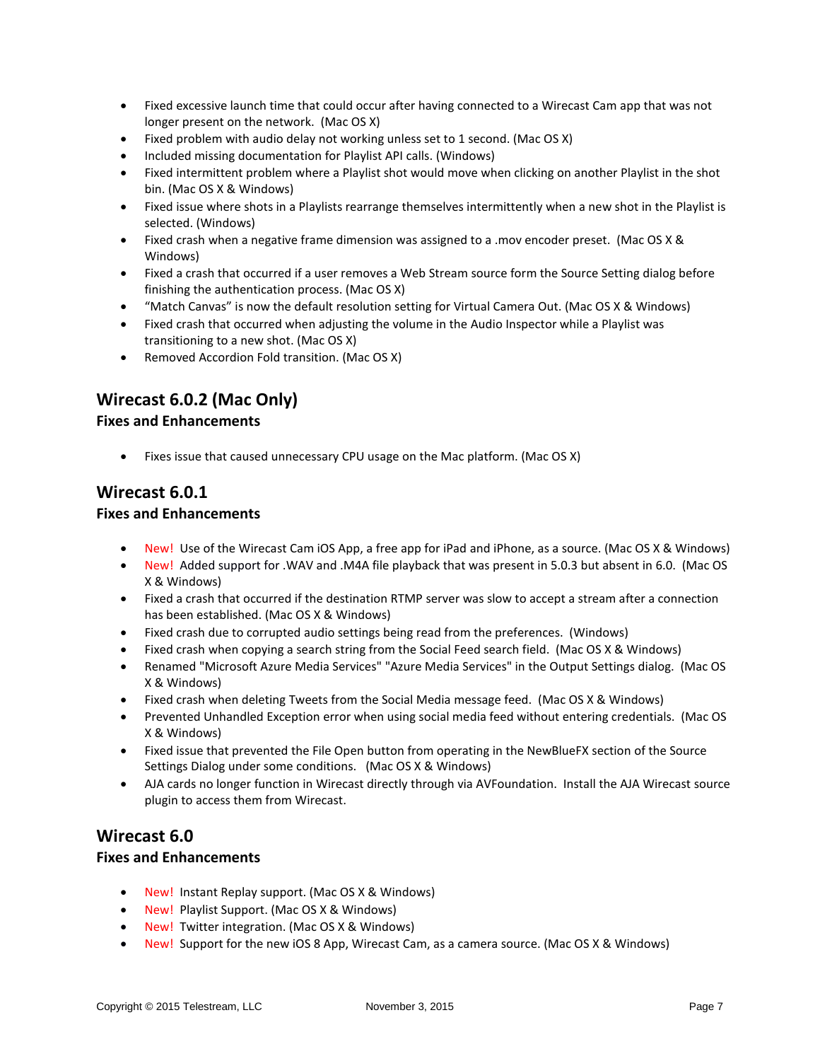- Fixed excessive launch time that could occur after having connected to a Wirecast Cam app that was not longer present on the network. (Mac OS X)
- Fixed problem with audio delay not working unless set to 1 second. (Mac OS X)
- Included missing documentation for Playlist API calls. (Windows)
- Fixed intermittent problem where a Playlist shot would move when clicking on another Playlist in the shot bin. (Mac OS X & Windows)
- Fixed issue where shots in a Playlists rearrange themselves intermittently when a new shot in the Playlist is selected. (Windows)
- Fixed crash when a negative frame dimension was assigned to a .mov encoder preset. (Mac OS X & Windows)
- Fixed a crash that occurred if a user removes a Web Stream source form the Source Setting dialog before finishing the authentication process. (Mac OS X)
- "Match Canvas" is now the default resolution setting for Virtual Camera Out. (Mac OS X & Windows)
- Fixed crash that occurred when adjusting the volume in the Audio Inspector while a Playlist was transitioning to a new shot. (Mac OS X)
- Removed Accordion Fold transition. (Mac OS X)

## Wirecast 6.0.2 (Mac Only)

### Fixes and Enhancements

- Fixes issue that caused unnecessary CPU usage on the Mac platform. (Mac OS X)

## Wirecast 6.0.1

### Fixes and Enhancements

- New! Use of the Wirecast Cam iOS App, a free app for iPad and iPhone, as a source. (Mac OS X & Windows)
- New! Added support for .WAV and .M4A file playback that was present in 5.0.3 but absent in 6.0. (Mac OS X & Windows)
- Fixed a crash that occurred if the destination RTMP server was slow to accept a stream after a connection has been established. (Mac OS X & Windows)
- Fixed crash due to corrupted audio settings being read from the preferences. (Windows)
- Fixed crash when copying a search string from the Social Feed search field. (Mac OS X & Windows)
- Renamed "Microsoft Azure Media Services" "Azure Media Services" in the Output Settings dialog. (Mac OS X & Windows)
- Fixed crash when deleting Tweets from the Social Media message feed. (Mac OS X & Windows)
- Prevented Unhandled Exception error when using social media feed without entering credentials. (Mac OS X & Windows)
- Fixed issue that prevented the File Open button from operating in the NewBlueFX section of the Source Settings Dialog under some conditions. (Mac OS X & Windows)
- AJA cards no longer function in Wirecast directly through via AVFoundation. Install the AJA Wirecast source plugin to access them from Wirecast.

## Wirecast 6.0

### Fixes and Enhancements

- New! Instant Replay support. (Mac OS X & Windows)
- New! Playlist Support. (Mac OS X & Windows)
- New! Twitter integration. (Mac OS X & Windows)
- New! Support for the new iOS 8 App, Wirecast Cam, as a camera source. (Mac OS X & Windows)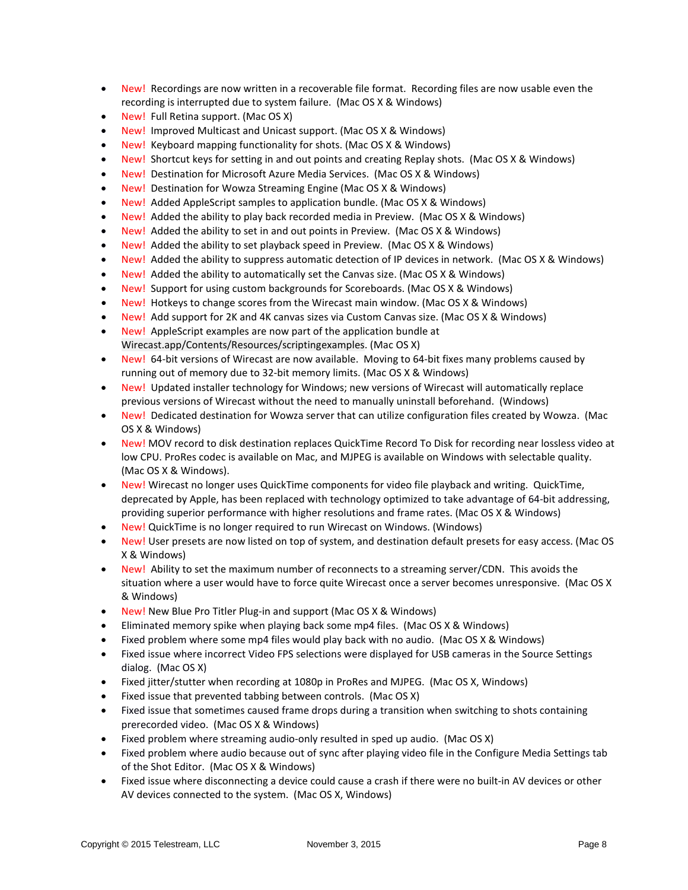- New! Recordings are now written in a recoverable file format. Recording files are now usable even the recording is interrupted due to system failure. (Mac OS X & Windows)
- New! Full Retina support. (Mac OS X)
- New! Improved Multicast and Unicast support. (Mac OS X & Windows)
- New! Keyboard mapping functionality for shots. (Mac OS X & Windows)
- New! Shortcut keys for setting in and out points and creating Replay shots. (Mac OS X & Windows)
- New! Destination for Microsoft Azure Media Services. (Mac OS X & Windows)
- New! Destination for Wowza Streaming Engine (Mac OS X & Windows)
- New! Added AppleScript samples to application bundle. (Mac OS X & Windows)
- New! Added the ability to play back recorded media in Preview. (Mac OS X & Windows)
- New! Added the ability to set in and out points in Preview. (Mac OS X & Windows)
- New! Added the ability to set playback speed in Preview. (Mac OS X & Windows)
- New! Added the ability to suppress automatic detection of IP devices in network. (Mac OS X & Windows)
- New! Added the ability to automatically set the Canvas size. (Mac OS X & Windows)
- New! Support for using custom backgrounds for Scoreboards. (Mac OS X & Windows)
- New! Hotkeys to change scores from the Wirecast main window. (Mac OS X & Windows)
- New! Add support for 2K and 4K canvas sizes via Custom Canvas size. (Mac OS X & Windows)
- New! AppleScript examples are now part of the application bundle at Wirecast.app/Contents/Resources/scriptingexamples. (Mac OS X)
- New! 64-bit versions of Wirecast are now available. Moving to 64-bit fixes many problems caused by running out of memory due to 32-bit memory limits. (Mac OS X & Windows)
- New! Updated installer technology for Windows; new versions of Wirecast will automatically replace previous versions of Wirecast without the need to manually uninstall beforehand. (Windows)
- New! Dedicated destination for Wowza server that can utilize configuration files created by Wowza. (Mac OS X & Windows)
- New! MOV record to disk destination replaces QuickTime Record To Disk for recording near lossless video at low CPU. ProRes codec is available on Mac, and MJPEG is available on Windows with selectable quality. (Mac OS X & Windows).
- New! Wirecast no longer uses QuickTime components for video file playback and writing. QuickTime, deprecated by Apple, has been replaced with technology optimized to take advantage of 64-bit addressing, providing superior performance with higher resolutions and frame rates. (Mac OS X & Windows)
- New! QuickTime is no longer required to run Wirecast on Windows. (Windows)
- New! User presets are now listed on top of system, and destination default presets for easy access. (Mac OS X & Windows)
- New! Ability to set the maximum number of reconnects to a streaming server/CDN. This avoids the situation where a user would have to force quite Wirecast once a server becomes unresponsive. (Mac OS X & Windows)
- New! New Blue Pro Titler Plug-in and support (Mac OS X & Windows)
- Eliminated memory spike when playing back some mp4 files. (Mac OS X & Windows)
- Fixed problem where some mp4 files would play back with no audio. (Mac OS X & Windows)
- Fixed issue where incorrect Video FPS selections were displayed for USB cameras in the Source Settings dialog. (Mac OS X)
- Fixed jitter/stutter when recording at 1080p in ProRes and MJPEG. (Mac OS X, Windows)
- Fixed issue that prevented tabbing between controls. (Mac OS X)
- Fixed issue that sometimes caused frame drops during a transition when switching to shots containing prerecorded video. (Mac OS X & Windows)
- Fixed problem where streaming audio-only resulted in sped up audio. (Mac OS X)
- Fixed problem where audio became out of sync after playing video file in the Configure Media Settings tab of the Shot Editor. (Mac OS X & Windows)
- Fixed issue where disconnecting a device could cause a crash if there were no built-in AV devices or other AV devices connected to the system. (Mac OS X, Windows)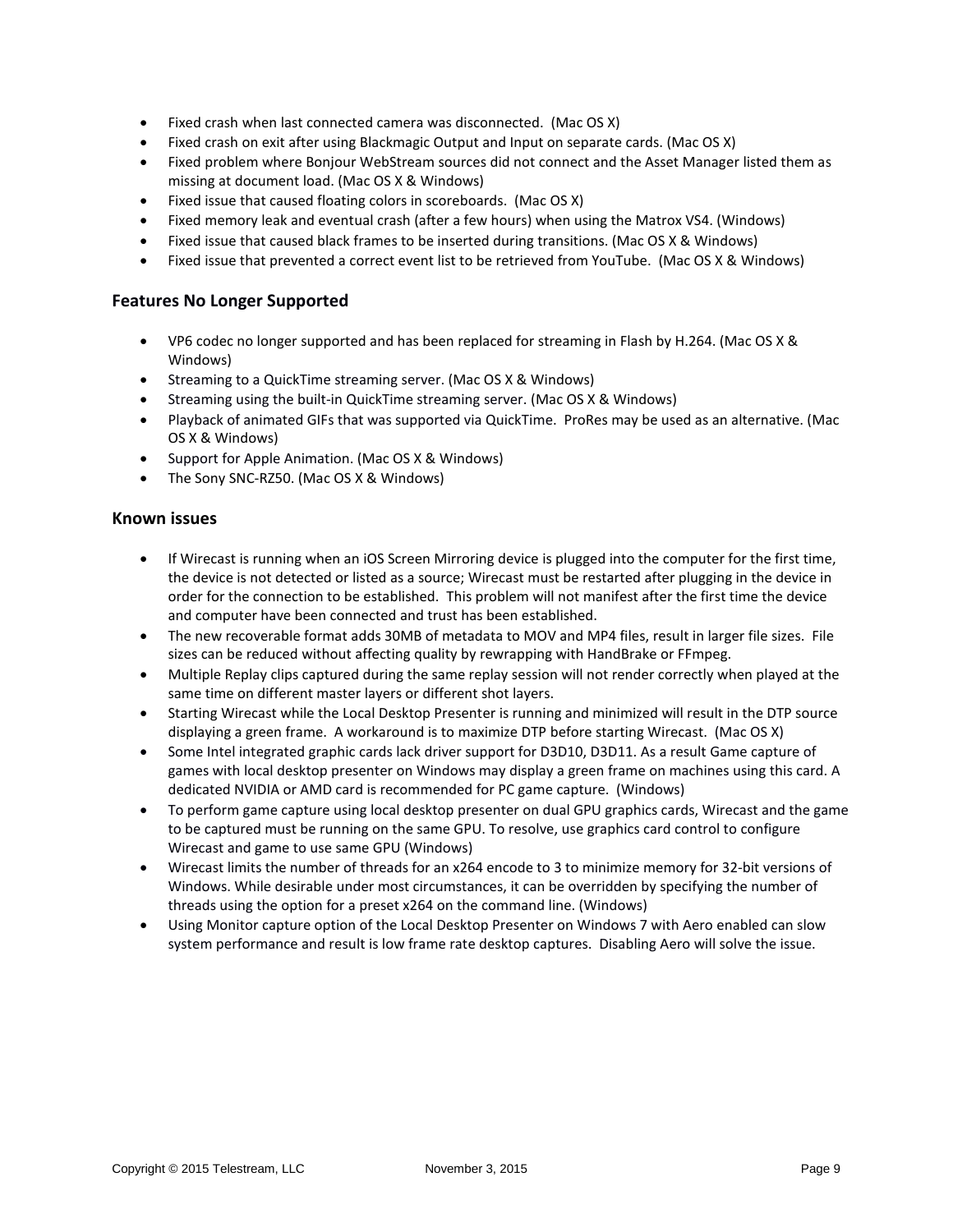- Fixed crash when last connected camera was disconnected.  (Mac OS X)
- Fixed crash on exit after using Blackmagic Output and Input on separate cards. (Mac OS X)
- Fixed problem where Bonjour WebStream sources did not connect and the Asset Manager listed them as missing at document load. (Mac OS X & Windows)
- Fixed issue that caused floating colors in scoreboards.  (Mac OS X)
- Fixed memory leak and eventual crash (after a few hours) when using the Matrox VS4. (Windows)
- Fixed issue that caused black frames to be inserted during transitions. (Mac OS X & Windows)
- Fixed issue that prevented a correct event list to be retrieved from YouTube.  (Mac OS X & Windows)

### Features No Longer Supported

- VP6 codec no longer supported and has been replaced for streaming in Flash by H.264. (Mac OS X & Windows)
- Streaming to a QuickTime streaming server. (Mac OS X & Windows)
- Streaming using the built-in QuickTime streaming server. (Mac OS X & Windows)
- Playback of animated GIFs that was supported via QuickTime.  ProRes may be used as an alternative. (Mac OS X & Windows)
- Support for Apple Animation. (Mac OS X & Windows)
- The Sony SNC-RZ50. (Mac OS X & Windows)

### Known issues

- If Wirecast is running when an iOS Screen Mirroring device is plugged into the computer for the first time, the device is not detected or listed as a source; Wirecast must be restarted after plugging in the device in order for the connection to be established.  This problem will not manifest after the first time the device and computer have been connected and trust has been established.
- The new recoverable format adds 30MB of metadata to MOV and MP4 files, result in larger file sizes.  File sizes can be reduced without affecting quality by rewrapping with HandBrake or FFmpeg.
- Multiple Replay clips captured during the same replay session will not render correctly when played at the same time on different master layers or different shot layers.
- Starting Wirecast while the Local Desktop Presenter is running and minimized will result in the DTP source displaying a green frame.  A workaround is to maximize DTP before starting Wirecast.  (Mac OS X)
- Some Intel integrated graphic cards lack driver support for D3D10, D3D11. As a result Game capture of games with local desktop presenter on Windows may display a green frame on machines using this card. A dedicated NVIDIA or AMD card is recommended for PC game capture.  (Windows)
- To perform game capture using local desktop presenter on dual GPU graphics cards, Wirecast and the game to be captured must be running on the same GPU. To resolve, use graphics card control to configure Wirecast and game to use same GPU (Windows)
- Wirecast limits the number of threads for an x264 encode to 3 to minimize memory for 32-bit versions of Windows. While desirable under most circumstances, it can be overridden by specifying the number of threads using the option for a preset x264 on the command line. (Windows)
- Using Monitor capture option of the Local Desktop Presenter on Windows 7 with Aero enabled can slow system performance and result is low frame rate desktop captures.  Disabling Aero will solve the issue.